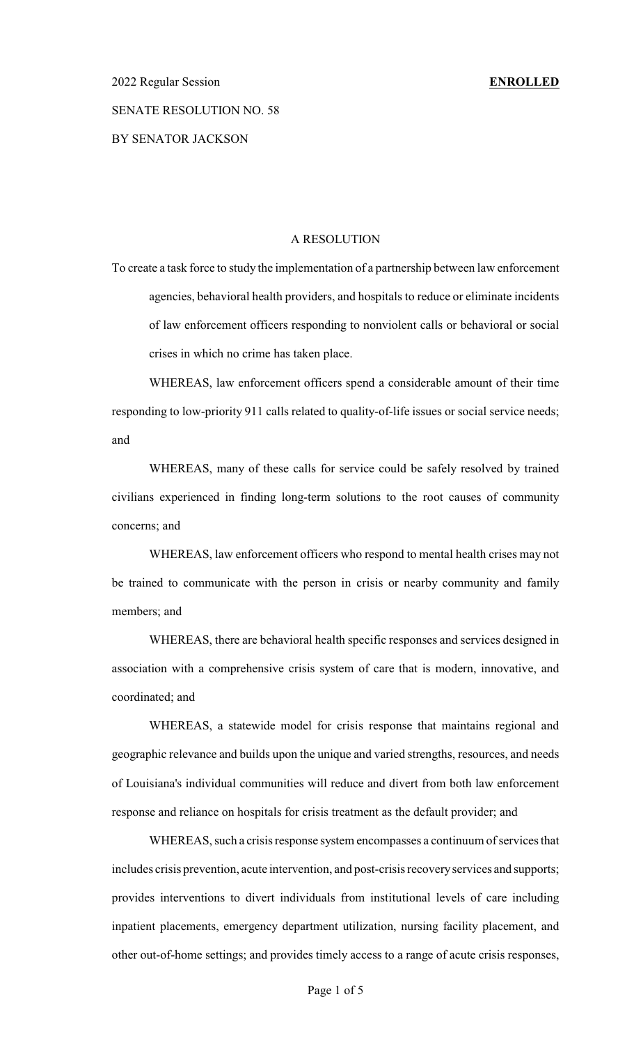2022 Regular Session **ENROLLED**

SENATE RESOLUTION NO. 58

BY SENATOR JACKSON

A RESOLUTION

To create a task force to study the implementation of a partnership between law enforcement agencies, behavioral health providers, and hospitals to reduce or eliminate incidents of law enforcement officers responding to nonviolent calls or behavioral or social crises in which no crime has taken place.

WHEREAS, law enforcement officers spend a considerable amount of their time responding to low-priority 911 calls related to quality-of-life issues or social service needs; and

WHEREAS, many of these calls for service could be safely resolved by trained civilians experienced in finding long-term solutions to the root causes of community concerns; and

WHEREAS, law enforcement officers who respond to mental health crises may not be trained to communicate with the person in crisis or nearby community and family members; and

WHEREAS, there are behavioral health specific responses and services designed in association with a comprehensive crisis system of care that is modern, innovative, and coordinated; and

WHEREAS, a statewide model for crisis response that maintains regional and geographic relevance and builds upon the unique and varied strengths, resources, and needs of Louisiana's individual communities will reduce and divert from both law enforcement response and reliance on hospitals for crisis treatment as the default provider; and

WHEREAS, such a crisis response system encompasses a continuum of services that includes crisis prevention, acute intervention, and post-crisis recovery services and supports; provides interventions to divert individuals from institutional levels of care including inpatient placements, emergency department utilization, nursing facility placement, and other out-of-home settings; and provides timely access to a range of acute crisis responses,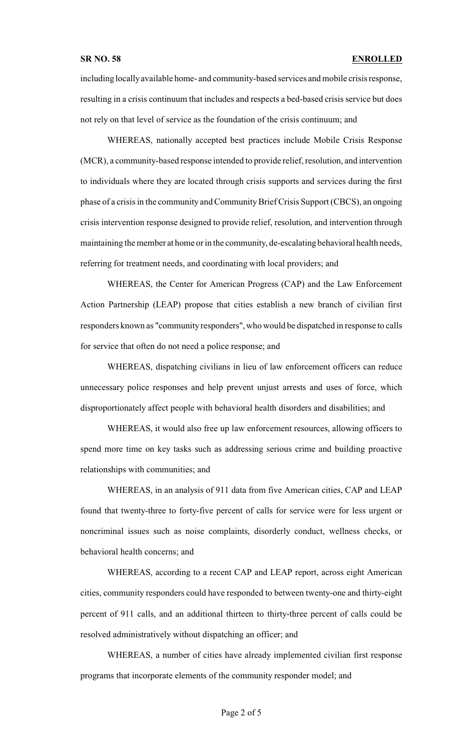including locally available home- and community-based services and mobile crisis response, resulting in a crisis continuum that includes and respects a bed-based crisis service but does not rely on that level of service as the foundation of the crisis continuum; and

WHEREAS, nationally accepted best practices include Mobile Crisis Response (MCR), a community-based response intended to provide relief, resolution, and intervention to individuals where they are located through crisis supports and services during the first phase of a crisis in the community and Community Brief Crisis Support (CBCS), an ongoing crisis intervention response designed to provide relief, resolution, and intervention through maintaining the member at home or in the community, de-escalating behavioral health needs, referring for treatment needs, and coordinating with local providers; and

WHEREAS, the Center for American Progress (CAP) and the Law Enforcement Action Partnership (LEAP) propose that cities establish a new branch of civilian first responders known as "community responders", who would be dispatched in response to calls for service that often do not need a police response; and

WHEREAS, dispatching civilians in lieu of law enforcement officers can reduce unnecessary police responses and help prevent unjust arrests and uses of force, which disproportionately affect people with behavioral health disorders and disabilities; and

WHEREAS, it would also free up law enforcement resources, allowing officers to spend more time on key tasks such as addressing serious crime and building proactive relationships with communities; and

WHEREAS, in an analysis of 911 data from five American cities, CAP and LEAP found that twenty-three to forty-five percent of calls for service were for less urgent or noncriminal issues such as noise complaints, disorderly conduct, wellness checks, or behavioral health concerns; and

WHEREAS, according to a recent CAP and LEAP report, across eight American cities, community responders could have responded to between twenty-one and thirty-eight percent of 911 calls, and an additional thirteen to thirty-three percent of calls could be resolved administratively without dispatching an officer; and

WHEREAS, a number of cities have already implemented civilian first response programs that incorporate elements of the community responder model; and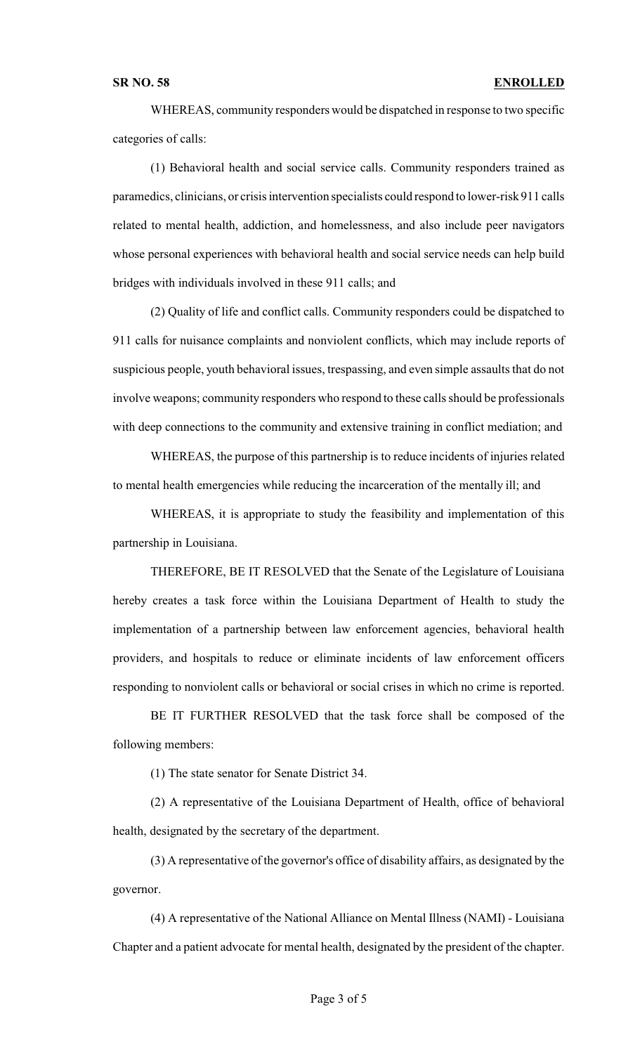WHEREAS, community responders would be dispatched in response to two specific categories of calls:

(1) Behavioral health and social service calls. Community responders trained as paramedics, clinicians, or crisis intervention specialists could respond to lower-risk 911 calls related to mental health, addiction, and homelessness, and also include peer navigators whose personal experiences with behavioral health and social service needs can help build bridges with individuals involved in these 911 calls; and

(2) Quality of life and conflict calls. Community responders could be dispatched to 911 calls for nuisance complaints and nonviolent conflicts, which may include reports of suspicious people, youth behavioral issues, trespassing, and even simple assaults that do not involve weapons; community responders who respond to these calls should be professionals with deep connections to the community and extensive training in conflict mediation; and

WHEREAS, the purpose of this partnership is to reduce incidents of injuries related to mental health emergencies while reducing the incarceration of the mentally ill; and

WHEREAS, it is appropriate to study the feasibility and implementation of this partnership in Louisiana.

THEREFORE, BE IT RESOLVED that the Senate of the Legislature of Louisiana hereby creates a task force within the Louisiana Department of Health to study the implementation of a partnership between law enforcement agencies, behavioral health providers, and hospitals to reduce or eliminate incidents of law enforcement officers responding to nonviolent calls or behavioral or social crises in which no crime is reported.

BE IT FURTHER RESOLVED that the task force shall be composed of the following members:

(1) The state senator for Senate District 34.

(2) A representative of the Louisiana Department of Health, office of behavioral health, designated by the secretary of the department.

(3) A representative of the governor's office of disability affairs, as designated by the governor.

(4) A representative of the National Alliance on Mental Illness (NAMI) - Louisiana Chapter and a patient advocate for mental health, designated by the president of the chapter.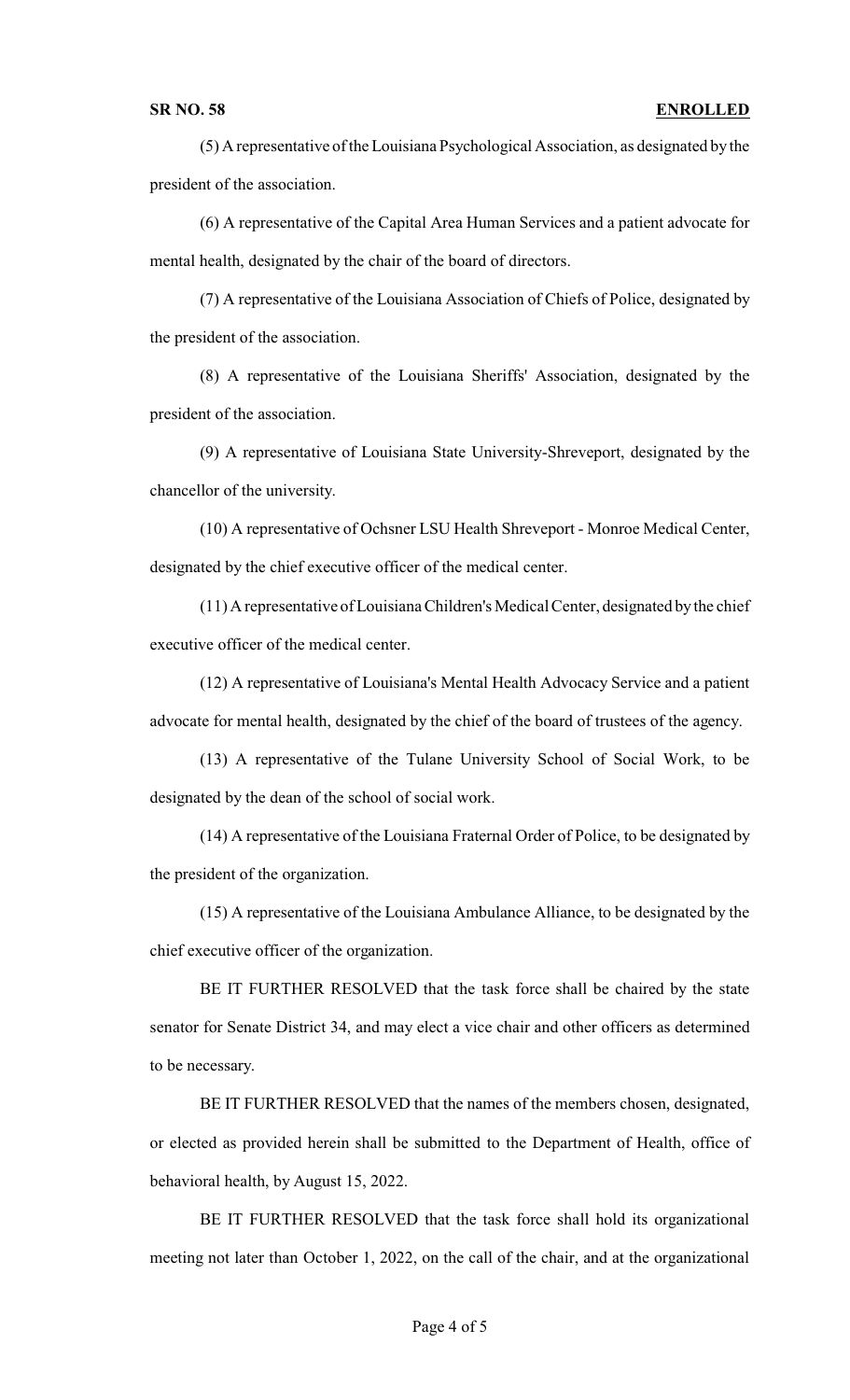(5) A representative of the Louisiana Psychological Association, as designated by the president of the association.

(6) A representative of the Capital Area Human Services and a patient advocate for mental health, designated by the chair of the board of directors.

(7) A representative of the Louisiana Association of Chiefs of Police, designated by the president of the association.

(8) A representative of the Louisiana Sheriffs' Association, designated by the president of the association.

(9) A representative of Louisiana State University-Shreveport, designated by the chancellor of the university.

(10) A representative of Ochsner LSU Health Shreveport - Monroe Medical Center, designated by the chief executive officer of the medical center.

(11) A representative of Louisiana Children's Medical Center, designated by the chief executive officer of the medical center.

(12) A representative of Louisiana's Mental Health Advocacy Service and a patient advocate for mental health, designated by the chief of the board of trustees of the agency.

(13) A representative of the Tulane University School of Social Work, to be designated by the dean of the school of social work.

(14) A representative of the Louisiana Fraternal Order of Police, to be designated by the president of the organization.

(15) A representative of the Louisiana Ambulance Alliance, to be designated by the chief executive officer of the organization.

BE IT FURTHER RESOLVED that the task force shall be chaired by the state senator for Senate District 34, and may elect a vice chair and other officers as determined to be necessary.

BE IT FURTHER RESOLVED that the names of the members chosen, designated, or elected as provided herein shall be submitted to the Department of Health, office of behavioral health, by August 15, 2022.

BE IT FURTHER RESOLVED that the task force shall hold its organizational meeting not later than October 1, 2022, on the call of the chair, and at the organizational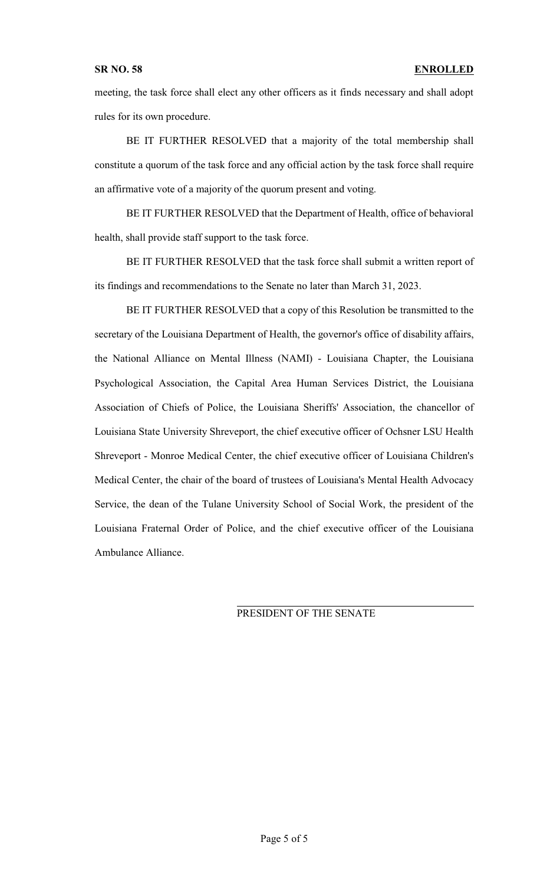meeting, the task force shall elect any other officers as it finds necessary and shall adopt rules for its own procedure.

BE IT FURTHER RESOLVED that a majority of the total membership shall constitute a quorum of the task force and any official action by the task force shall require an affirmative vote of a majority of the quorum present and voting.

BE IT FURTHER RESOLVED that the Department of Health, office of behavioral health, shall provide staff support to the task force.

BE IT FURTHER RESOLVED that the task force shall submit a written report of its findings and recommendations to the Senate no later than March 31, 2023.

BE IT FURTHER RESOLVED that a copy of this Resolution be transmitted to the secretary of the Louisiana Department of Health, the governor's office of disability affairs, the National Alliance on Mental Illness (NAMI) - Louisiana Chapter, the Louisiana Psychological Association, the Capital Area Human Services District, the Louisiana Association of Chiefs of Police, the Louisiana Sheriffs' Association, the chancellor of Louisiana State University Shreveport, the chief executive officer of Ochsner LSU Health Shreveport - Monroe Medical Center, the chief executive officer of Louisiana Children's Medical Center, the chair of the board of trustees of Louisiana's Mental Health Advocacy Service, the dean of the Tulane University School of Social Work, the president of the Louisiana Fraternal Order of Police, and the chief executive officer of the Louisiana Ambulance Alliance.

PRESIDENT OF THE SENATE